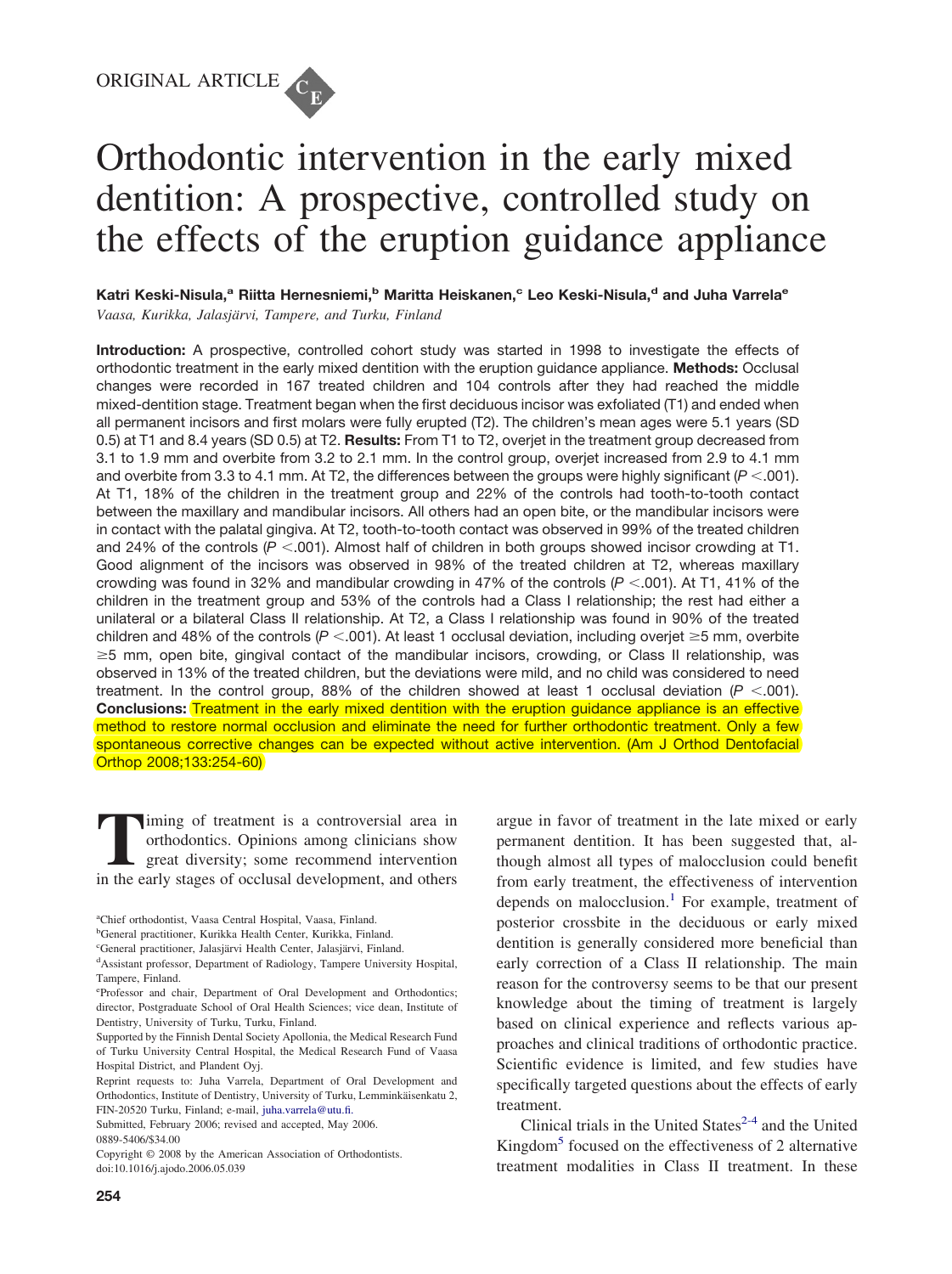ORIGINAL ARTICLE

# Orthodontic intervention in the early mixed dentition: A prospective, controlled study on the effects of the eruption guidance appliance

**Katri Keski-Nisula,[a] Riitta Hernesniemi,[b] Maritta Heiskanen,[c] Leo Keski-Nisula,[d] and Juha Varrela[e]**
*Vaasa, Kurikka, Jalasjärvi, Tampere, and Turku, Finland*

**Introduction:** A prospective, controlled cohort study was started in 1998 to investigate the effects of orthodontic treatment in the early mixed dentition with the eruption guidance appliance. **Methods:** Occlusal changes were recorded in 167 treated children and 104 controls after they had reached the middle mixed-dentition stage. Treatment began when the first deciduous incisor was exfoliated (T1) and ended when all permanent incisors and first molars were fully erupted (T2). The children's mean ages were 5.1 years (SD 0.5) at T1 and 8.4 years (SD 0.5) at T2. **Results:** From T1 to T2, overjet in the treatment group decreased from 3.1 to 1.9 mm and overbite from 3.2 to 2.1 mm. In the control group, overjet increased from 2.9 to 4.1 mm and overbite from 3.3 to 4.1 mm. At T2, the differences between the groups were highly significant ($P < .001$). At T1, 18% of the children in the treatment group and 22% of the controls had tooth-to-tooth contact between the maxillary and mandibular incisors. All others had an open bite, or the mandibular incisors were in contact with the palatal gingiva. At T2, tooth-to-tooth contact was observed in 99% of the treated children and 24% of the controls ($P < .001$). Almost half of children in both groups showed incisor crowding at T1. Good alignment of the incisors was observed in 98% of the treated children at T2, whereas maxillary crowding was found in 32% and mandibular crowding in 47% of the controls ($P < .001$). At T1, 41% of the children in the treatment group and 53% of the controls had a Class I relationship; the rest had either a unilateral or a bilateral Class II relationship. At T2, a Class I relationship was found in 90% of the treated children and 48% of the controls ($P < .001$). At least 1 occlusal deviation, including overjet ≥5 mm, overbite ≥5 mm, open bite, gingival contact of the mandibular incisors, crowding, or Class II relationship, was observed in 13% of the treated children, but the deviations were mild, and no child was considered to need treatment. In the control group, 88% of the children showed at least 1 occlusal deviation ($P < .001$). **Conclusions:** Treatment in the early mixed dentition with the eruption guidance appliance is an effective method to restore normal occlusion and eliminate the need for further orthodontic treatment. Only a few spontaneous corrective changes can be expected without active intervention. (Am J Orthod Dentofacial Orthop 2008;133:254-60)

Timing of treatment is a controversial area in orthodontics. Opinions among clinicians show great diversity; some recommend intervention in the early stages of occlusal development, and others argue in favor of treatment in the late mixed or early permanent dentition. It has been suggested that, although almost all types of malocclusion could benefit from early treatment, the effectiveness of intervention depends on malocclusion.[1] For example, treatment of posterior crossbite in the deciduous or early mixed dentition is generally considered more beneficial than early correction of a Class II relationship. The main reason for the controversy seems to be that our present knowledge about the timing of treatment is largely based on clinical experience and reflects various approaches and clinical traditions of orthodontic practice. Scientific evidence is limited, and few studies have specifically targeted questions about the effects of early treatment.

Clinical trials in the United States[2-4] and the United Kingdom[5] focused on the effectiveness of 2 alternative treatment modalities in Class II treatment. In these

[a]Chief orthodontist, Vaasa Central Hospital, Vaasa, Finland.
[b]General practitioner, Kurikka Health Center, Kurikka, Finland.
[c]General practitioner, Jalasjärvi Health Center, Jalasjärvi, Finland.
[d]Assistant professor, Department of Radiology, Tampere University Hospital, Tampere, Finland.
[e]Professor and chair, Department of Oral Development and Orthodontics; director, Postgraduate School of Oral Health Sciences; vice dean, Institute of Dentistry, University of Turku, Turku, Finland.
Supported by the Finnish Dental Society Apollonia, the Medical Research Fund of Turku University Central Hospital, the Medical Research Fund of Vaasa Hospital District, and Plandent Oyj.
Reprint requests to: Juha Varrela, Department of Oral Development and Orthodontics, Institute of Dentistry, University of Turku, Lemminkäisenkatu 2, FIN-20520 Turku, Finland; e-mail, juha.varrela@utu.fi.
Submitted, February 2006; revised and accepted, May 2006.
0889-5406/$34.00
Copyright © 2008 by the American Association of Orthodontists.
doi:10.1016/j.ajodo.2006.05.039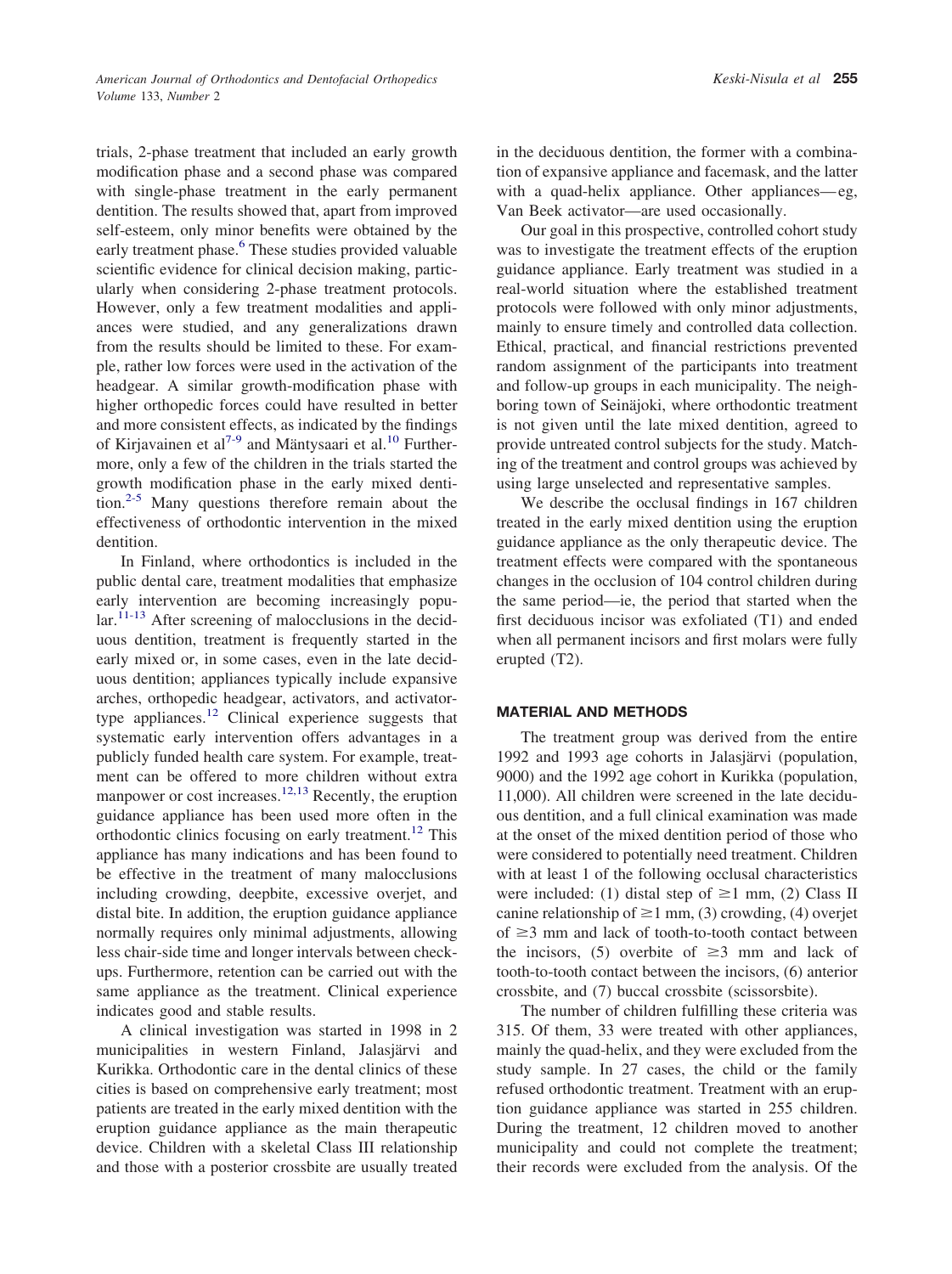trials, 2-phase treatment that included an early growth modification phase and a second phase was compared with single-phase treatment in the early permanent dentition. The results showed that, apart from improved self-esteem, only minor benefits were obtained by the early treatment phase.[6] These studies provided valuable scientific evidence for clinical decision making, particularly when considering 2-phase treatment protocols. However, only a few treatment modalities and appliances were studied, and any generalizations drawn from the results should be limited to these. For example, rather low forces were used in the activation of the headgear. A similar growth-modification phase with higher orthopedic forces could have resulted in better and more consistent effects, as indicated by the findings of Kirjavainen et al[7-9] and Mäntysaari et al.[10] Furthermore, only a few of the children in the trials started the growth modification phase in the early mixed dentition.[2-5] Many questions therefore remain about the effectiveness of orthodontic intervention in the mixed dentition.

In Finland, where orthodontics is included in the public dental care, treatment modalities that emphasize early intervention are becoming increasingly popular.[11-13] After screening of malocclusions in the deciduous dentition, treatment is frequently started in the early mixed or, in some cases, even in the late deciduous dentition; appliances typically include expansive arches, orthopedic headgear, activators, and activator-type appliances.[12] Clinical experience suggests that systematic early intervention offers advantages in a publicly funded health care system. For example, treatment can be offered to more children without extra manpower or cost increases.[12,13] Recently, the eruption guidance appliance has been used more often in the orthodontic clinics focusing on early treatment.[12] This appliance has many indications and has been found to be effective in the treatment of many malocclusions including crowding, deepbite, excessive overjet, and distal bite. In addition, the eruption guidance appliance normally requires only minimal adjustments, allowing less chair-side time and longer intervals between check-ups. Furthermore, retention can be carried out with the same appliance as the treatment. Clinical experience indicates good and stable results.

A clinical investigation was started in 1998 in 2 municipalities in western Finland, Jalasjärvi and Kurikka. Orthodontic care in the dental clinics of these cities is based on comprehensive early treatment; most patients are treated in the early mixed dentition with the eruption guidance appliance as the main therapeutic device. Children with a skeletal Class III relationship and those with a posterior crossbite are usually treated in the deciduous dentition, the former with a combination of expansive appliance and facemask, and the latter with a quad-helix appliance. Other appliances—eg, Van Beek activator—are used occasionally.

Our goal in this prospective, controlled cohort study was to investigate the treatment effects of the eruption guidance appliance. Early treatment was studied in a real-world situation where the established treatment protocols were followed with only minor adjustments, mainly to ensure timely and controlled data collection. Ethical, practical, and financial restrictions prevented random assignment of the participants into treatment and follow-up groups in each municipality. The neighboring town of Seinäjoki, where orthodontic treatment is not given until the late mixed dentition, agreed to provide untreated control subjects for the study. Matching of the treatment and control groups was achieved by using large unselected and representative samples.

We describe the occlusal findings in 167 children treated in the early mixed dentition using the eruption guidance appliance as the only therapeutic device. The treatment effects were compared with the spontaneous changes in the occlusion of 104 control children during the same period—ie, the period that started when the first deciduous incisor was exfoliated (T1) and ended when all permanent incisors and first molars were fully erupted (T2).

## MATERIAL AND METHODS

The treatment group was derived from the entire 1992 and 1993 age cohorts in Jalasjärvi (population, 9000) and the 1992 age cohort in Kurikka (population, 11,000). All children were screened in the late deciduous dentition, and a full clinical examination was made at the onset of the mixed dentition period of those who were considered to potentially need treatment. Children with at least 1 of the following occlusal characteristics were included: (1) distal step of $\geq$1 mm, (2) Class II canine relationship of $\geq$1 mm, (3) crowding, (4) overjet of $\geq$3 mm and lack of tooth-to-tooth contact between the incisors, (5) overbite of $\geq$3 mm and lack of tooth-to-tooth contact between the incisors, (6) anterior crossbite, and (7) buccal crossbite (scissorsbite).

The number of children fulfilling these criteria was 315. Of them, 33 were treated with other appliances, mainly the quad-helix, and they were excluded from the study sample. In 27 cases, the child or the family refused orthodontic treatment. Treatment with an eruption guidance appliance was started in 255 children. During the treatment, 12 children moved to another municipality and could not complete the treatment; their records were excluded from the analysis. Of the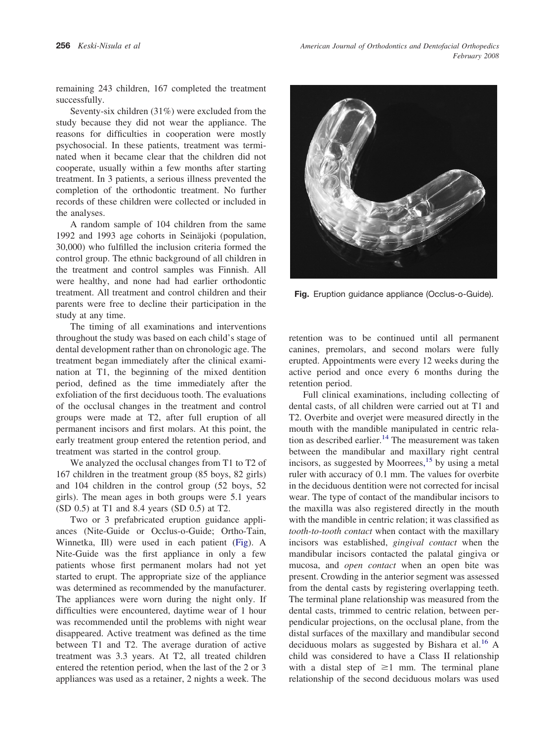remaining 243 children, 167 completed the treatment successfully.

Seventy-six children (31%) were excluded from the study because they did not wear the appliance. The reasons for difficulties in cooperation were mostly psychosocial. In these patients, treatment was terminated when it became clear that the children did not cooperate, usually within a few months after starting treatment. In 3 patients, a serious illness prevented the completion of the orthodontic treatment. No further records of these children were collected or included in the analyses.

A random sample of 104 children from the same 1992 and 1993 age cohorts in Seinäjoki (population, 30,000) who fulfilled the inclusion criteria formed the control group. The ethnic background of all children in the treatment and control samples was Finnish. All were healthy, and none had had earlier orthodontic treatment. All treatment and control children and their parents were free to decline their participation in the study at any time.

The timing of all examinations and interventions throughout the study was based on each child's stage of dental development rather than on chronologic age. The treatment began immediately after the clinical examination at T1, the beginning of the mixed dentition period, defined as the time immediately after the exfoliation of the first deciduous tooth. The evaluations of the occlusal changes in the treatment and control groups were made at T2, after full eruption of all permanent incisors and first molars. At this point, the early treatment group entered the retention period, and treatment was started in the control group.

We analyzed the occlusal changes from T1 to T2 of 167 children in the treatment group (85 boys, 82 girls) and 104 children in the control group (52 boys, 52 girls). The mean ages in both groups were 5.1 years (SD 0.5) at T1 and 8.4 years (SD 0.5) at T2.

Two or 3 prefabricated eruption guidance appliances (Nite-Guide or Occlus-o-Guide; Ortho-Tain, Winnetka, Ill) were used in each patient (Fig). A Nite-Guide was the first appliance in only a few patients whose first permanent molars had not yet started to erupt. The appropriate size of the appliance was determined as recommended by the manufacturer. The appliances were worn during the night only. If difficulties were encountered, daytime wear of 1 hour was recommended until the problems with night wear disappeared. Active treatment was defined as the time between T1 and T2. The average duration of active treatment was 3.3 years. At T2, all treated children entered the retention period, when the last of the 2 or 3 appliances was used as a retainer, 2 nights a week. The retention was to be continued until all permanent canines, premolars, and second molars were fully erupted. Appointments were every 12 weeks during the active period and once every 6 months during the retention period.

**Fig.** Eruption guidance appliance (Occlus-o-Guide).

Full clinical examinations, including collecting of dental casts, of all children were carried out at T1 and T2. Overbite and overjet were measured directly in the mouth with the mandible manipulated in centric relation as described earlier.[14] The measurement was taken between the mandibular and maxillary right central incisors, as suggested by Moorrees,[15] by using a metal ruler with accuracy of 0.1 mm. The values for overbite in the deciduous dentition were not corrected for incisal wear. The type of contact of the mandibular incisors to the maxilla was also registered directly in the mouth with the mandible in centric relation; it was classified as *tooth-to-tooth contact* when contact with the maxillary incisors was established, *gingival contact* when the mandibular incisors contacted the palatal gingiva or mucosa, and *open contact* when an open bite was present. Crowding in the anterior segment was assessed from the dental casts by registering overlapping teeth. The terminal plane relationship was measured from the dental casts, trimmed to centric relation, between perpendicular projections, on the occlusal plane, from the distal surfaces of the maxillary and mandibular second deciduous molars as suggested by Bishara et al.[16] A child was considered to have a Class II relationship with a distal step of $\geq 1$ mm. The terminal plane relationship of the second deciduous molars was used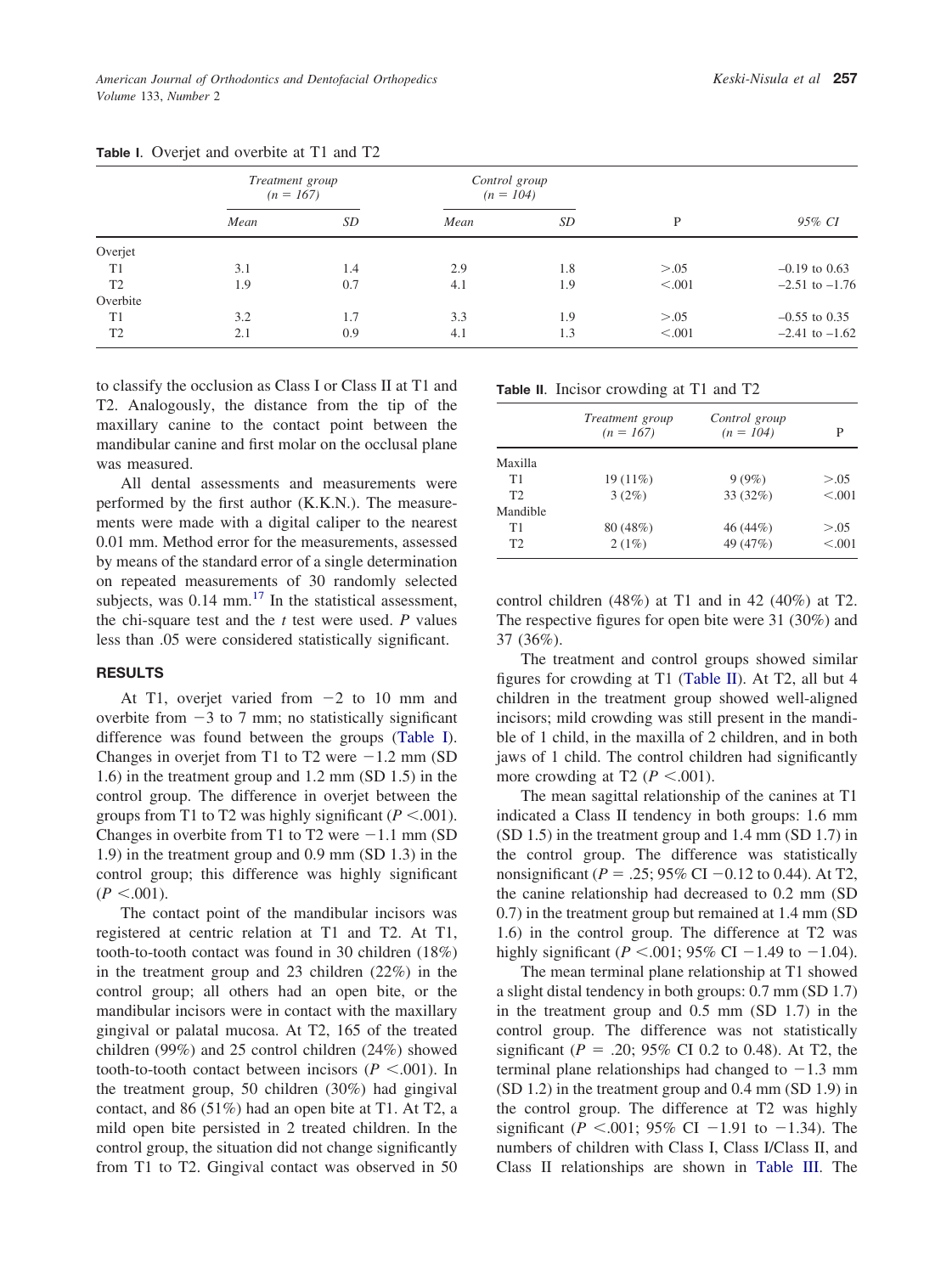**Table I.** Overjet and overbite at T1 and T2

| | Treatment group (n = 167) | | Control group (n = 104) | | | |
|---|---|---|---|---|---|---|
| | *Mean* | *SD* | *Mean* | *SD* | P | *95% CI* |
| Overjet | | | | | | |
| T1 | 3.1 | 1.4 | 2.9 | 1.8 | >.05 | –0.19 to 0.63 |
| T2 | 1.9 | 0.7 | 4.1 | 1.9 | <.001 | –2.51 to –1.76 |
| Overbite | | | | | | |
| T1 | 3.2 | 1.7 | 3.3 | 1.9 | >.05 | –0.55 to 0.35 |
| T2 | 2.1 | 0.9 | 4.1 | 1.3 | <.001 | –2.41 to –1.62 |

to classify the occlusion as Class I or Class II at T1 and T2. Analogously, the distance from the tip of the maxillary canine to the contact point between the mandibular canine and first molar on the occlusal plane was measured.

All dental assessments and measurements were performed by the first author (K.K.N.). The measurements were made with a digital caliper to the nearest 0.01 mm. Method error for the measurements, assessed by means of the standard error of a single determination on repeated measurements of 30 randomly selected subjects, was 0.14 mm.[17] In the statistical assessment, the chi-square test and the *t* test were used. *P* values less than .05 were considered statistically significant.

## RESULTS

At T1, overjet varied from −2 to 10 mm and overbite from −3 to 7 mm; no statistically significant difference was found between the groups (Table I). Changes in overjet from T1 to T2 were −1.2 mm (SD 1.6) in the treatment group and 1.2 mm (SD 1.5) in the control group. The difference in overjet between the groups from T1 to T2 was highly significant ($P < .001$). Changes in overbite from T1 to T2 were −1.1 mm (SD 1.9) in the treatment group and 0.9 mm (SD 1.3) in the control group; this difference was highly significant ($P < .001$).

The contact point of the mandibular incisors was registered at centric relation at T1 and T2. At T1, tooth-to-tooth contact was found in 30 children (18%) in the treatment group and 23 children (22%) in the control group; all others had an open bite, or the mandibular incisors were in contact with the maxillary gingival or palatal mucosa. At T2, 165 of the treated children (99%) and 25 control children (24%) showed tooth-to-tooth contact between incisors ($P < .001$). In the treatment group, 50 children (30%) had gingival contact, and 86 (51%) had an open bite at T1. At T2, a mild open bite persisted in 2 treated children. In the control group, the situation did not change significantly from T1 to T2. Gingival contact was observed in 50 control children (48%) at T1 and in 42 (40%) at T2. The respective figures for open bite were 31 (30%) and 37 (36%).

**Table II.** Incisor crowding at T1 and T2

| | Treatment group (n = 167) | Control group (n = 104) | P |
|---|---|---|---|
| Maxilla | | | |
| T1 | 19 (11%) | 9 (9%) | >.05 |
| T2 | 3 (2%) | 33 (32%) | <.001 |
| Mandible | | | |
| T1 | 80 (48%) | 46 (44%) | >.05 |
| T2 | 2 (1%) | 49 (47%) | <.001 |

The treatment and control groups showed similar figures for crowding at T1 (Table II). At T2, all but 4 children in the treatment group showed well-aligned incisors; mild crowding was still present in the mandible of 1 child, in the maxilla of 2 children, and in both jaws of 1 child. The control children had significantly more crowding at T2 ($P < .001$).

The mean sagittal relationship of the canines at T1 indicated a Class II tendency in both groups: 1.6 mm (SD 1.5) in the treatment group and 1.4 mm (SD 1.7) in the control group. The difference was statistically nonsignificant ($P = .25$; 95% CI −0.12 to 0.44). At T2, the canine relationship had decreased to 0.2 mm (SD 0.7) in the treatment group but remained at 1.4 mm (SD 1.6) in the control group. The difference at T2 was highly significant ($P < .001$; 95% CI −1.49 to −1.04).

The mean terminal plane relationship at T1 showed a slight distal tendency in both groups: 0.7 mm (SD 1.7) in the treatment group and 0.5 mm (SD 1.7) in the control group. The difference was not statistically significant ($P = .20$; 95% CI 0.2 to 0.48). At T2, the terminal plane relationships had changed to −1.3 mm (SD 1.2) in the treatment group and 0.4 mm (SD 1.9) in the control group. The difference at T2 was highly significant ($P < .001$; 95% CI −1.91 to −1.34). The numbers of children with Class I, Class I/Class II, and Class II relationships are shown in Table III. The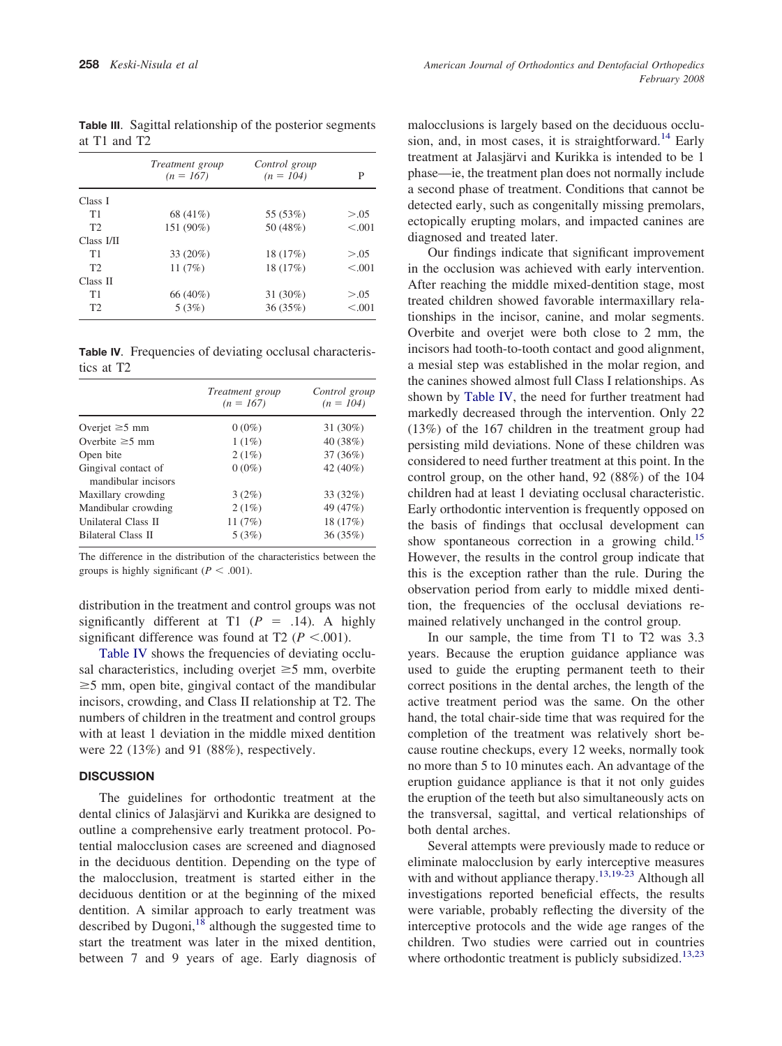**Table III**. Sagittal relationship of the posterior segments at T1 and T2

| | Treatment group (n = 167) | Control group (n = 104) | P |
|---|---|---|---|
| Class I | | | |
| T1 | 68 (41%) | 55 (53%) | >.05 |
| T2 | 151 (90%) | 50 (48%) | <.001 |
| Class I/II | | | |
| T1 | 33 (20%) | 18 (17%) | >.05 |
| T2 | 11 (7%) | 18 (17%) | <.001 |
| Class II | | | |
| T1 | 66 (40%) | 31 (30%) | >.05 |
| T2 | 5 (3%) | 36 (35%) | <.001 |

**Table IV**. Frequencies of deviating occlusal characteristics at T2

| | Treatment group (n = 167) | Control group (n = 104) |
|---|---|---|
| Overjet ≥5 mm | 0 (0%) | 31 (30%) |
| Overbite ≥5 mm | 1 (1%) | 40 (38%) |
| Open bite | 2 (1%) | 37 (36%) |
| Gingival contact of mandibular incisors | 0 (0%) | 42 (40%) |
| Maxillary crowding | 3 (2%) | 33 (32%) |
| Mandibular crowding | 2 (1%) | 49 (47%) |
| Unilateral Class II | 11 (7%) | 18 (17%) |
| Bilateral Class II | 5 (3%) | 36 (35%) |

The difference in the distribution of the characteristics between the groups is highly significant ($P < .001$).

distribution in the treatment and control groups was not significantly different at T1 ($P = .14$). A highly significant difference was found at T2 ($P < .001$).

Table IV shows the frequencies of deviating occlusal characteristics, including overjet ≥5 mm, overbite ≥5 mm, open bite, gingival contact of the mandibular incisors, crowding, and Class II relationship at T2. The numbers of children in the treatment and control groups with at least 1 deviation in the middle mixed dentition were 22 (13%) and 91 (88%), respectively.

## DISCUSSION

The guidelines for orthodontic treatment at the dental clinics of Jalasjärvi and Kurikka are designed to outline a comprehensive early treatment protocol. Potential malocclusion cases are screened and diagnosed in the deciduous dentition. Depending on the type of the malocclusion, treatment is started either in the deciduous dentition or at the beginning of the mixed dentition. A similar approach to early treatment was described by Dugoni,[18] although the suggested time to start the treatment was later in the mixed dentition, between 7 and 9 years of age. Early diagnosis of malocclusions is largely based on the deciduous occlusion, and, in most cases, it is straightforward.[14] Early treatment at Jalasjärvi and Kurikka is intended to be 1 phase—ie, the treatment plan does not normally include a second phase of treatment. Conditions that cannot be detected early, such as congenitally missing premolars, ectopically erupting molars, and impacted canines are diagnosed and treated later.

Our findings indicate that significant improvement in the occlusion was achieved with early intervention. After reaching the middle mixed-dentition stage, most treated children showed favorable intermaxillary relationships in the incisor, canine, and molar segments. Overbite and overjet were both close to 2 mm, the incisors had tooth-to-tooth contact and good alignment, a mesial step was established in the molar region, and the canines showed almost full Class I relationships. As shown by Table IV, the need for further treatment had markedly decreased through the intervention. Only 22 (13%) of the 167 children in the treatment group had persisting mild deviations. None of these children was considered to need further treatment at this point. In the control group, on the other hand, 92 (88%) of the 104 children had at least 1 deviating occlusal characteristic. Early orthodontic intervention is frequently opposed on the basis of findings that occlusal development can show spontaneous correction in a growing child.[15] However, the results in the control group indicate that this is the exception rather than the rule. During the observation period from early to middle mixed dentition, the frequencies of the occlusal deviations remained relatively unchanged in the control group.

In our sample, the time from T1 to T2 was 3.3 years. Because the eruption guidance appliance was used to guide the erupting permanent teeth to their correct positions in the dental arches, the length of the active treatment period was the same. On the other hand, the total chair-side time that was required for the completion of the treatment was relatively short because routine checkups, every 12 weeks, normally took no more than 5 to 10 minutes each. An advantage of the eruption guidance appliance is that it not only guides the eruption of the teeth but also simultaneously acts on the transversal, sagittal, and vertical relationships of both dental arches.

Several attempts were previously made to reduce or eliminate malocclusion by early interceptive measures with and without appliance therapy.[13,19-23] Although all investigations reported beneficial effects, the results were variable, probably reflecting the diversity of the interceptive protocols and the wide age ranges of the children. Two studies were carried out in countries where orthodontic treatment is publicly subsidized.[13,23]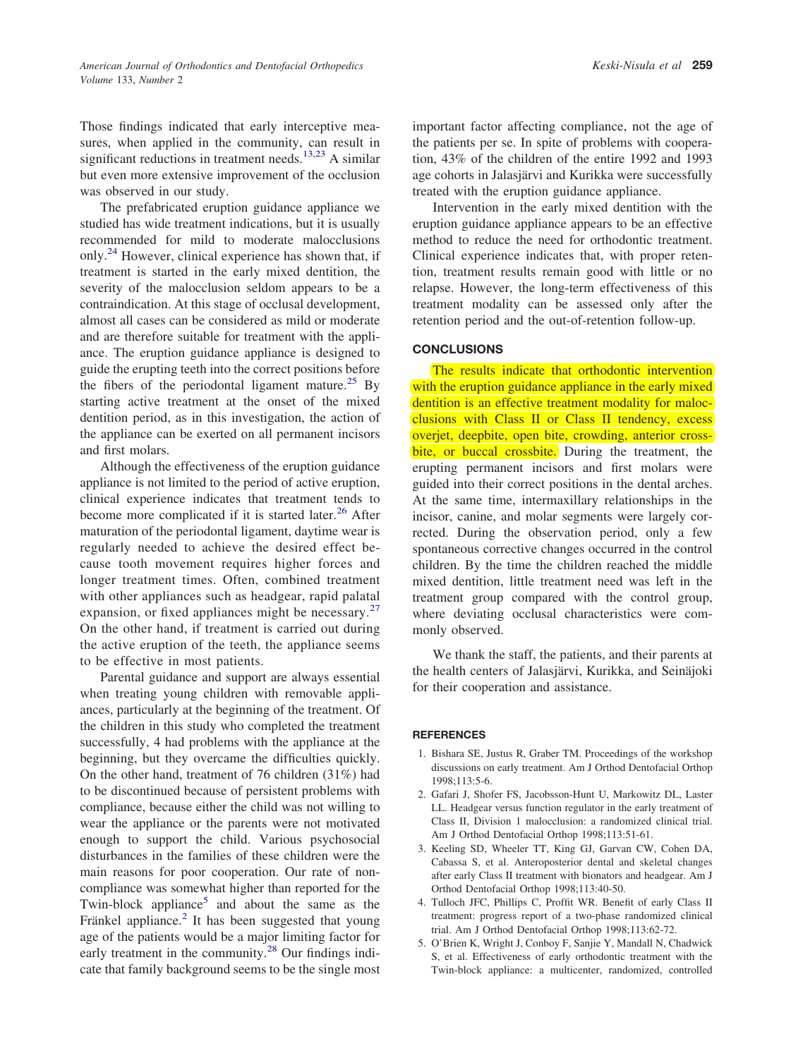Those findings indicated that early interceptive measures, when applied in the community, can result in significant reductions in treatment needs.[13,23] A similar but even more extensive improvement of the occlusion was observed in our study.

The prefabricated eruption guidance appliance we studied has wide treatment indications, but it is usually recommended for mild to moderate malocclusions only.[24] However, clinical experience has shown that, if treatment is started in the early mixed dentition, the severity of the malocclusion seldom appears to be a contraindication. At this stage of occlusal development, almost all cases can be considered as mild or moderate and are therefore suitable for treatment with the appliance. The eruption guidance appliance is designed to guide the erupting teeth into the correct positions before the fibers of the periodontal ligament mature.[25] By starting active treatment at the onset of the mixed dentition period, as in this investigation, the action of the appliance can be exerted on all permanent incisors and first molars.

Although the effectiveness of the eruption guidance appliance is not limited to the period of active eruption, clinical experience indicates that treatment tends to become more complicated if it is started later.[26] After maturation of the periodontal ligament, daytime wear is regularly needed to achieve the desired effect because tooth movement requires higher forces and longer treatment times. Often, combined treatment with other appliances such as headgear, rapid palatal expansion, or fixed appliances might be necessary.[27] On the other hand, if treatment is carried out during the active eruption of the teeth, the appliance seems to be effective in most patients.

Parental guidance and support are always essential when treating young children with removable appliances, particularly at the beginning of the treatment. Of the children in this study who completed the treatment successfully, 4 had problems with the appliance at the beginning, but they overcame the difficulties quickly. On the other hand, treatment of 76 children (31%) had to be discontinued because of persistent problems with compliance, because either the child was not willing to wear the appliance or the parents were not motivated enough to support the child. Various psychosocial disturbances in the families of these children were the main reasons for poor cooperation. Our rate of noncompliance was somewhat higher than reported for the Twin-block appliance[5] and about the same as the Fränkel appliance.[2] It has been suggested that young age of the patients would be a major limiting factor for early treatment in the community.[28] Our findings indicate that family background seems to be the single most important factor affecting compliance, not the age of the patients per se. In spite of problems with cooperation, 43% of the children of the entire 1992 and 1993 age cohorts in Jalasjärvi and Kurikka were successfully treated with the eruption guidance appliance.

Intervention in the early mixed dentition with the eruption guidance appliance appears to be an effective method to reduce the need for orthodontic treatment. Clinical experience indicates that, with proper retention, treatment results remain good with little or no relapse. However, the long-term effectiveness of this treatment modality can be assessed only after the retention period and the out-of-retention follow-up.

## CONCLUSIONS

The results indicate that orthodontic intervention with the eruption guidance appliance in the early mixed dentition is an effective treatment modality for malocclusions with Class II or Class II tendency, excess overjet, deepbite, open bite, crowding, anterior crossbite, or buccal crossbite. During the treatment, the erupting permanent incisors and first molars were guided into their correct positions in the dental arches. At the same time, intermaxillary relationships in the incisor, canine, and molar segments were largely corrected. During the observation period, only a few spontaneous corrective changes occurred in the control children. By the time the children reached the middle mixed dentition, little treatment need was left in the treatment group compared with the control group, where deviating occlusal characteristics were commonly observed.

We thank the staff, the patients, and their parents at the health centers of Jalasjärvi, Kurikka, and Seinäjoki for their cooperation and assistance.

## REFERENCES

1. Bishara SE, Justus R, Graber TM. Proceedings of the workshop discussions on early treatment. Am J Orthod Dentofacial Orthop 1998;113:5-6.
2. Gafari J, Shofer FS, Jacobsson-Hunt U, Markowitz DL, Laster LL. Headgear versus function regulator in the early treatment of Class II, Division 1 malocclusion: a randomized clinical trial. Am J Orthod Dentofacial Orthop 1998;113:51-61.
3. Keeling SD, Wheeler TT, King GJ, Garvan CW, Cohen DA, Cabassa S, et al. Anteroposterior dental and skeletal changes after early Class II treatment with bionators and headgear. Am J Orthod Dentofacial Orthop 1998;113:40-50.
4. Tulloch JFC, Phillips C, Proffit WR. Benefit of early Class II treatment: progress report of a two-phase randomized clinical trial. Am J Orthod Dentofacial Orthop 1998;113:62-72.
5. O'Brien K, Wright J, Conboy F, Sanjie Y, Mandall N, Chadwick S, et al. Effectiveness of early orthodontic treatment with the Twin-block appliance: a multicenter, randomized, controlled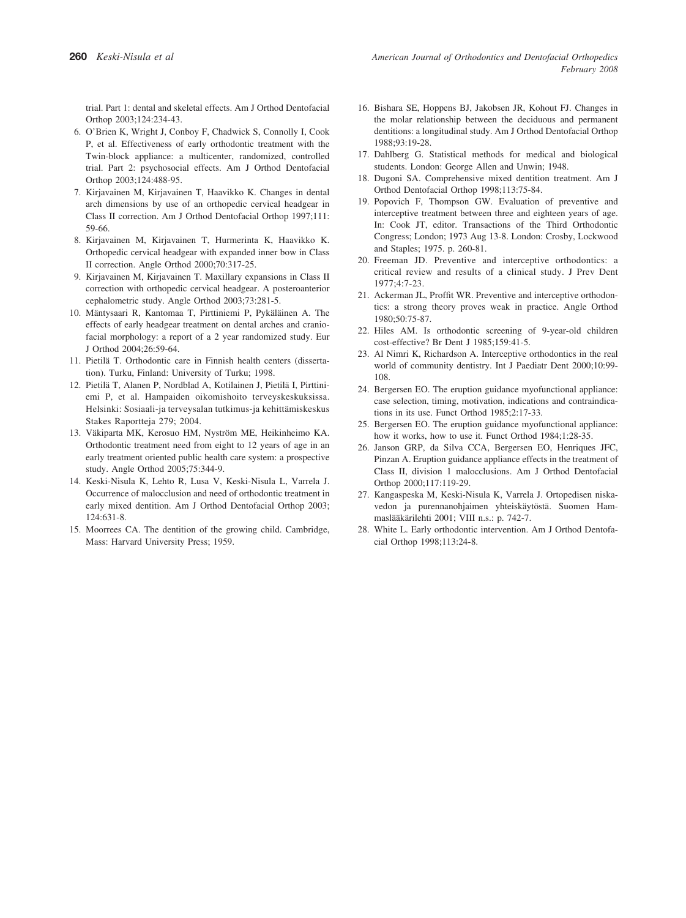trial. Part 1: dental and skeletal effects. Am J Orthod Dentofacial Orthop 2003;124:234-43.

6. O'Brien K, Wright J, Conboy F, Chadwick S, Connolly I, Cook P, et al. Effectiveness of early orthodontic treatment with the Twin-block appliance: a multicenter, randomized, controlled trial. Part 2: psychosocial effects. Am J Orthod Dentofacial Orthop 2003;124:488-95.
7. Kirjavainen M, Kirjavainen T, Haavikko K. Changes in dental arch dimensions by use of an orthopedic cervical headgear in Class II correction. Am J Orthod Dentofacial Orthop 1997;111:59-66.
8. Kirjavainen M, Kirjavainen T, Hurmerinta K, Haavikko K. Orthopedic cervical headgear with expanded inner bow in Class II correction. Angle Orthod 2000;70:317-25.
9. Kirjavainen M, Kirjavainen T. Maxillary expansions in Class II correction with orthopedic cervical headgear. A posteroanterior cephalometric study. Angle Orthod 2003;73:281-5.
10. Mäntysaari R, Kantomaa T, Pirttiniemi P, Pykäläinen A. The effects of early headgear treatment on dental arches and craniofacial morphology: a report of a 2 year randomized study. Eur J Orthod 2004;26:59-64.
11. Pietilä T. Orthodontic care in Finnish health centers (dissertation). Turku, Finland: University of Turku; 1998.
12. Pietilä T, Alanen P, Nordblad A, Kotilainen J, Pietilä I, Pirttiniemi P, et al. Hampaiden oikomishoito terveyskeskuksissa. Helsinki: Sosiaali-ja terveysalan tutkimus-ja kehittämiskeskus Stakes Raportteja 279; 2004.
13. Väkiparta MK, Kerosuo HM, Nyström ME, Heikinheimo KA. Orthodontic treatment need from eight to 12 years of age in an early treatment oriented public health care system: a prospective study. Angle Orthod 2005;75:344-9.
14. Keski-Nisula K, Lehto R, Lusa V, Keski-Nisula L, Varrela J. Occurrence of malocclusion and need of orthodontic treatment in early mixed dentition. Am J Orthod Dentofacial Orthop 2003;124:631-8.
15. Moorrees CA. The dentition of the growing child. Cambridge, Mass: Harvard University Press; 1959.
16. Bishara SE, Hoppens BJ, Jakobsen JR, Kohout FJ. Changes in the molar relationship between the deciduous and permanent dentitions: a longitudinal study. Am J Orthod Dentofacial Orthop 1988;93:19-28.
17. Dahlberg G. Statistical methods for medical and biological students. London: George Allen and Unwin; 1948.
18. Dugoni SA. Comprehensive mixed dentition treatment. Am J Orthod Dentofacial Orthop 1998;113:75-84.
19. Popovich F, Thompson GW. Evaluation of preventive and interceptive treatment between three and eighteen years of age. In: Cook JT, editor. Transactions of the Third Orthodontic Congress; London; 1973 Aug 13-8. London: Crosby, Lockwood and Staples; 1975. p. 260-81.
20. Freeman JD. Preventive and interceptive orthodontics: a critical review and results of a clinical study. J Prev Dent 1977;4:7-23.
21. Ackerman JL, Proffit WR. Preventive and interceptive orthodontics: a strong theory proves weak in practice. Angle Orthod 1980;50:75-87.
22. Hiles AM. Is orthodontic screening of 9-year-old children cost-effective? Br Dent J 1985;159:41-5.
23. Al Nimri K, Richardson A. Interceptive orthodontics in the real world of community dentistry. Int J Paediatr Dent 2000;10:99-108.
24. Bergersen EO. The eruption guidance myofunctional appliance: case selection, timing, motivation, indications and contraindications in its use. Funct Orthod 1985;2:17-33.
25. Bergersen EO. The eruption guidance myofunctional appliance: how it works, how to use it. Funct Orthod 1984;1:28-35.
26. Janson GRP, da Silva CCA, Bergersen EO, Henriques JFC, Pinzan A. Eruption guidance appliance effects in the treatment of Class II, division 1 malocclusions. Am J Orthod Dentofacial Orthop 2000;117:119-29.
27. Kangaspeska M, Keski-Nisula K, Varrela J. Ortopedisen niskavedon ja purennanohjaimen yhteiskäytöstä. Suomen Hammaslääkärilehti 2001; VIII n.s.: p. 742-7.
28. White L. Early orthodontic intervention. Am J Orthod Dentofacial Orthop 1998;113:24-8.